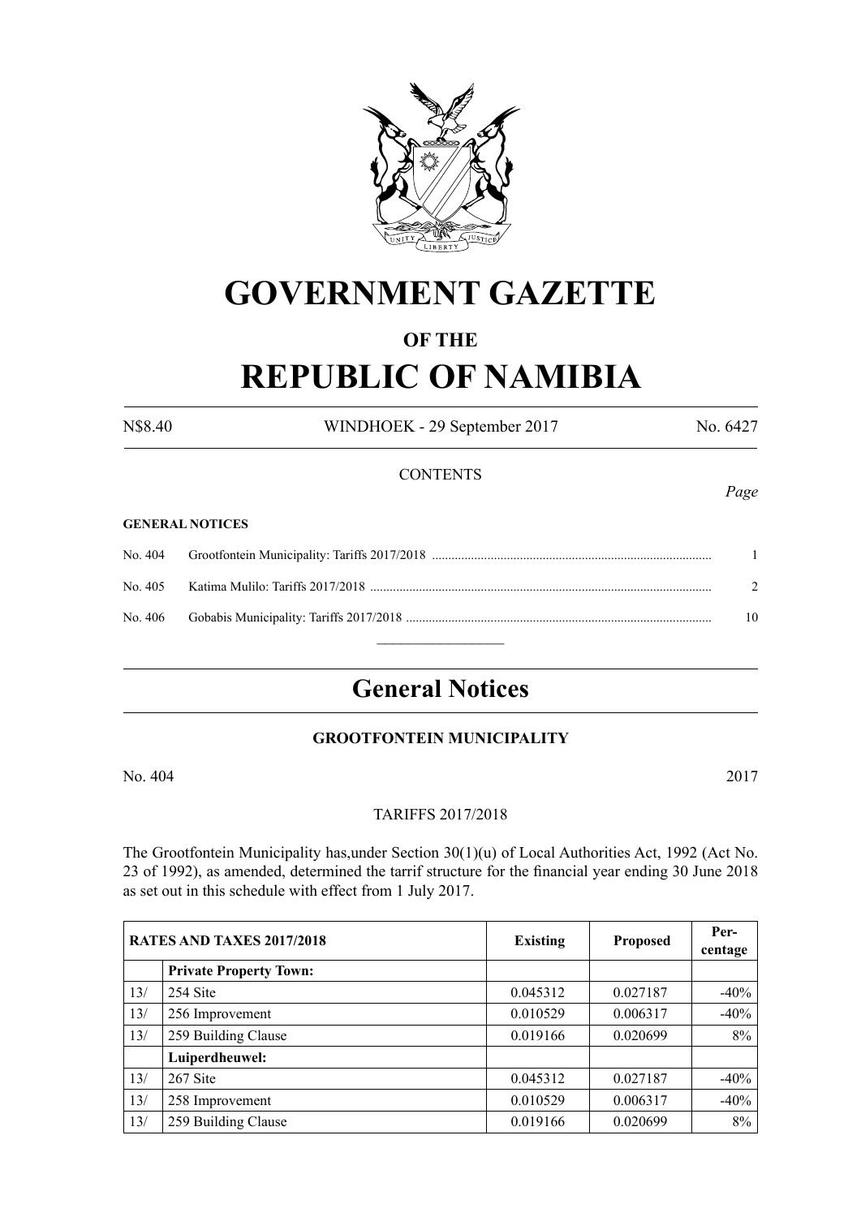# GOVERNMENT GAZETTE

## OF THE

# REPUBLIC OF NAMIBIA

N$8.40 WINDHOEK - 29 September 2017 No. 6427

CONTENTS

*Page*

**GENERAL NOTICES**

| | | |
|---|---|---|
| No. 404 | Grootfontein Municipality: Tariffs 2017/2018 | 1 |
| No. 405 | Katima Mulilo: Tariffs 2017/2018 | 2 |
| No. 406 | Gobabis Municipality: Tariffs 2017/2018 | 10 |

## General Notices

### GROOTFONTEIN MUNICIPALITY

No. 404 2017

TARIFFS 2017/2018

The Grootfontein Municipality has,under Section 30(1)(u) of Local Authorities Act, 1992 (Act No. 23 of 1992), as amended, determined the tarrif structure for the financial year ending 30 June 2018 as set out in this schedule with effect from 1 July 2017.

| RATES AND TAXES 2017/2018 | | Existing | Proposed | Per-centage |
|---|---|---|---|---|
| | **Private Property Town:** | | | |
| 13/ | 254 Site | 0.045312 | 0.027187 | -40% |
| 13/ | 256 Improvement | 0.010529 | 0.006317 | -40% |
| 13/ | 259 Building Clause | 0.019166 | 0.020699 | 8% |
| | **Luiperdheuwel:** | | | |
| 13/ | 267 Site | 0.045312 | 0.027187 | -40% |
| 13/ | 258 Improvement | 0.010529 | 0.006317 | -40% |
| 13/ | 259 Building Clause | 0.019166 | 0.020699 | 8% |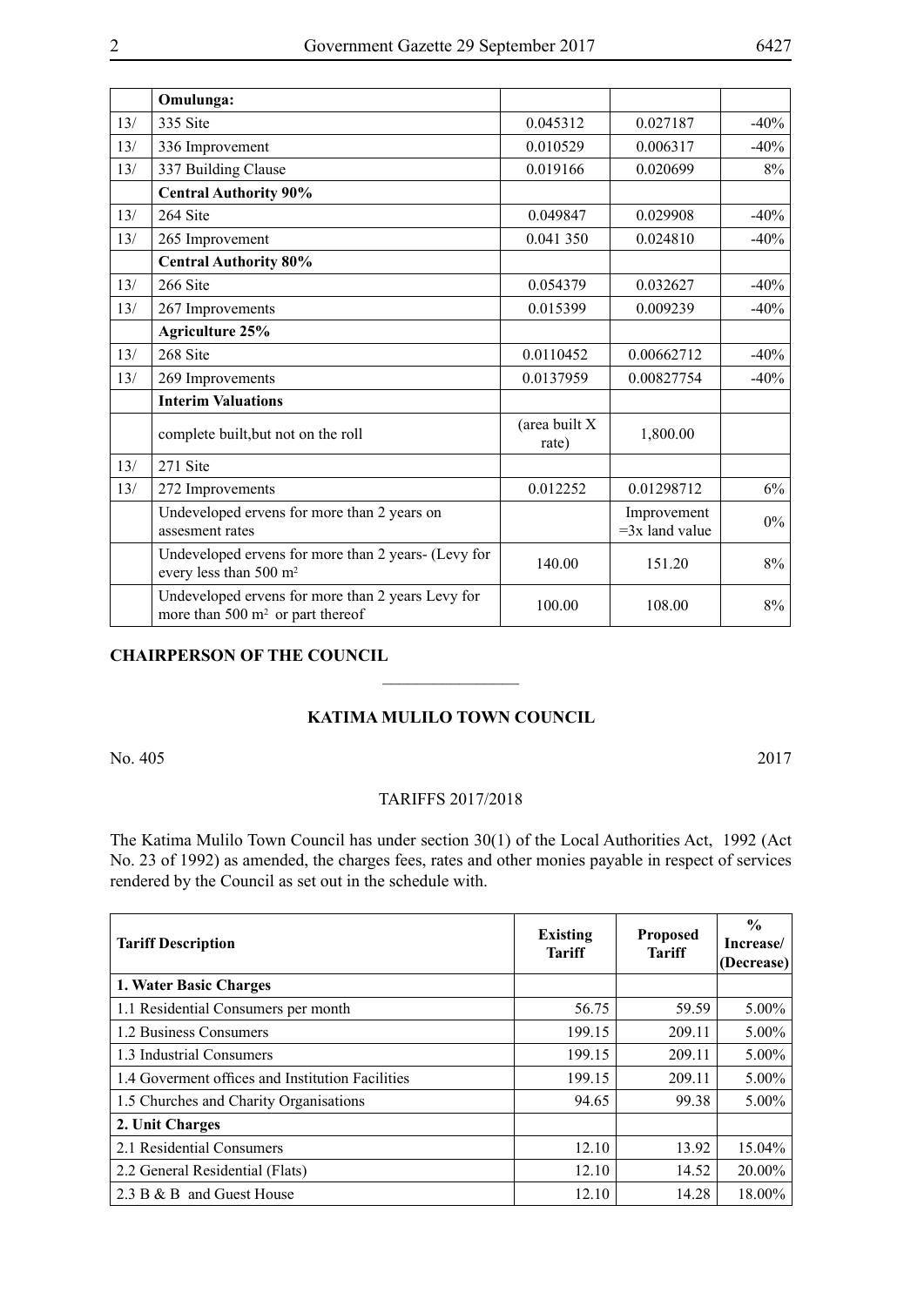|  | Omulunga: |  |  |  |
|---|---|---|---|---|
| 13/ | 335 Site | 0.045312 | 0.027187 | -40% |
| 13/ | 336 Improvement | 0.010529 | 0.006317 | -40% |
| 13/ | 337 Building Clause | 0.019166 | 0.020699 | 8% |
|  | **Central Authority 90%** |  |  |  |
| 13/ | 264 Site | 0.049847 | 0.029908 | -40% |
| 13/ | 265 Improvement | 0.041 350 | 0.024810 | -40% |
|  | **Central Authority 80%** |  |  |  |
| 13/ | 266 Site | 0.054379 | 0.032627 | -40% |
| 13/ | 267 Improvements | 0.015399 | 0.009239 | -40% |
|  | **Agriculture 25%** |  |  |  |
| 13/ | 268 Site | 0.0110452 | 0.00662712 | -40% |
| 13/ | 269 Improvements | 0.0137959 | 0.00827754 | -40% |
|  | **Interim Valuations** |  |  |  |
|  | complete built,but not on the roll | (area built X rate) | 1,800.00 |  |
| 13/ | 271 Site |  |  |  |
| 13/ | 272 Improvements | 0.012252 | 0.01298712 | 6% |
|  | Undeveloped ervens for more than 2 years on assesment rates |  | Improvement =3x land value | 0% |
|  | Undeveloped ervens for more than 2 years- (Levy for every less than 500 m² | 140.00 | 151.20 | 8% |
|  | Undeveloped ervens for more than 2 years Levy for more than 500 m² or part thereof | 100.00 | 108.00 | 8% |

**CHAIRPERSON OF THE COUNCIL**

---

## KATIMA MULILO TOWN COUNCIL

No. 405 2017

TARIFFS 2017/2018

The Katima Mulilo Town Council has under section 30(1) of the Local Authorities Act, 1992 (Act No. 23 of 1992) as amended, the charges fees, rates and other monies payable in respect of services rendered by the Council as set out in the schedule with.

| Tariff Description | Existing Tariff | Proposed Tariff | % Increase/ (Decrease) |
|---|---|---|---|
| **1. Water Basic Charges** |  |  |  |
| 1.1 Residential Consumers per month | 56.75 | 59.59 | 5.00% |
| 1.2 Business Consumers | 199.15 | 209.11 | 5.00% |
| 1.3 Industrial Consumers | 199.15 | 209.11 | 5.00% |
| 1.4 Goverment offices and Institution Facilities | 199.15 | 209.11 | 5.00% |
| 1.5 Churches and Charity Organisations | 94.65 | 99.38 | 5.00% |
| **2. Unit Charges** |  |  |  |
| 2.1 Residential Consumers | 12.10 | 13.92 | 15.04% |
| 2.2 General Residential (Flats) | 12.10 | 14.52 | 20.00% |
| 2.3 B & B and Guest House | 12.10 | 14.28 | 18.00% |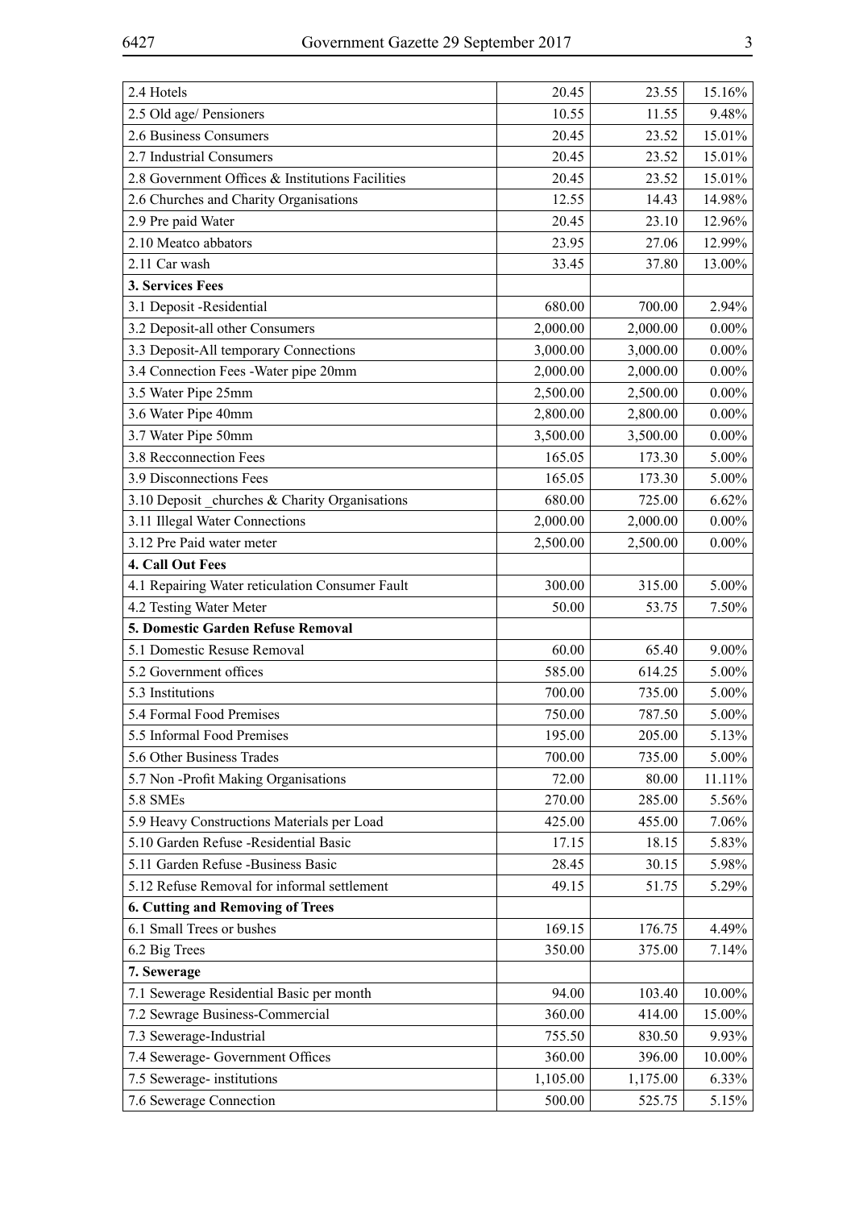| | | | |
|---|---|---|---|
| 2.4 Hotels | 20.45 | 23.55 | 15.16% |
| 2.5 Old age/ Pensioners | 10.55 | 11.55 | 9.48% |
| 2.6 Business Consumers | 20.45 | 23.52 | 15.01% |
| 2.7 Industrial Consumers | 20.45 | 23.52 | 15.01% |
| 2.8 Government Offices & Institutions Facilities | 20.45 | 23.52 | 15.01% |
| 2.6 Churches and Charity Organisations | 12.55 | 14.43 | 14.98% |
| 2.9 Pre paid Water | 20.45 | 23.10 | 12.96% |
| 2.10 Meatco abbators | 23.95 | 27.06 | 12.99% |
| 2.11 Car wash | 33.45 | 37.80 | 13.00% |
| **3. Services Fees** | | | |
| 3.1 Deposit -Residential | 680.00 | 700.00 | 2.94% |
| 3.2 Deposit-all other Consumers | 2,000.00 | 2,000.00 | 0.00% |
| 3.3 Deposit-All temporary Connections | 3,000.00 | 3,000.00 | 0.00% |
| 3.4 Connection Fees -Water pipe 20mm | 2,000.00 | 2,000.00 | 0.00% |
| 3.5 Water Pipe 25mm | 2,500.00 | 2,500.00 | 0.00% |
| 3.6 Water Pipe 40mm | 2,800.00 | 2,800.00 | 0.00% |
| 3.7 Water Pipe 50mm | 3,500.00 | 3,500.00 | 0.00% |
| 3.8 Recconnection Fees | 165.05 | 173.30 | 5.00% |
| 3.9 Disconnections Fees | 165.05 | 173.30 | 5.00% |
| 3.10 Deposit _churches & Charity Organisations | 680.00 | 725.00 | 6.62% |
| 3.11 Illegal Water Connections | 2,000.00 | 2,000.00 | 0.00% |
| 3.12 Pre Paid water meter | 2,500.00 | 2,500.00 | 0.00% |
| **4. Call Out Fees** | | | |
| 4.1 Repairing Water reticulation Consumer Fault | 300.00 | 315.00 | 5.00% |
| 4.2 Testing Water Meter | 50.00 | 53.75 | 7.50% |
| **5. Domestic Garden Refuse Removal** | | | |
| 5.1 Domestic Resuse Removal | 60.00 | 65.40 | 9.00% |
| 5.2 Government offices | 585.00 | 614.25 | 5.00% |
| 5.3 Institutions | 700.00 | 735.00 | 5.00% |
| 5.4 Formal Food Premises | 750.00 | 787.50 | 5.00% |
| 5.5 Informal Food Premises | 195.00 | 205.00 | 5.13% |
| 5.6 Other Business Trades | 700.00 | 735.00 | 5.00% |
| 5.7 Non -Profit Making Organisations | 72.00 | 80.00 | 11.11% |
| 5.8 SMEs | 270.00 | 285.00 | 5.56% |
| 5.9 Heavy Constructions Materials per Load | 425.00 | 455.00 | 7.06% |
| 5.10 Garden Refuse -Residential Basic | 17.15 | 18.15 | 5.83% |
| 5.11 Garden Refuse -Business Basic | 28.45 | 30.15 | 5.98% |
| 5.12 Refuse Removal for informal settlement | 49.15 | 51.75 | 5.29% |
| **6. Cutting and Removing of Trees** | | | |
| 6.1 Small Trees or bushes | 169.15 | 176.75 | 4.49% |
| 6.2 Big Trees | 350.00 | 375.00 | 7.14% |
| **7. Sewerage** | | | |
| 7.1 Sewerage Residential Basic per month | 94.00 | 103.40 | 10.00% |
| 7.2 Sewrage Business-Commercial | 360.00 | 414.00 | 15.00% |
| 7.3 Sewerage-Industrial | 755.50 | 830.50 | 9.93% |
| 7.4 Sewerage- Government Offices | 360.00 | 396.00 | 10.00% |
| 7.5 Sewerage- institutions | 1,105.00 | 1,175.00 | 6.33% |
| 7.6 Sewerage Connection | 500.00 | 525.75 | 5.15% |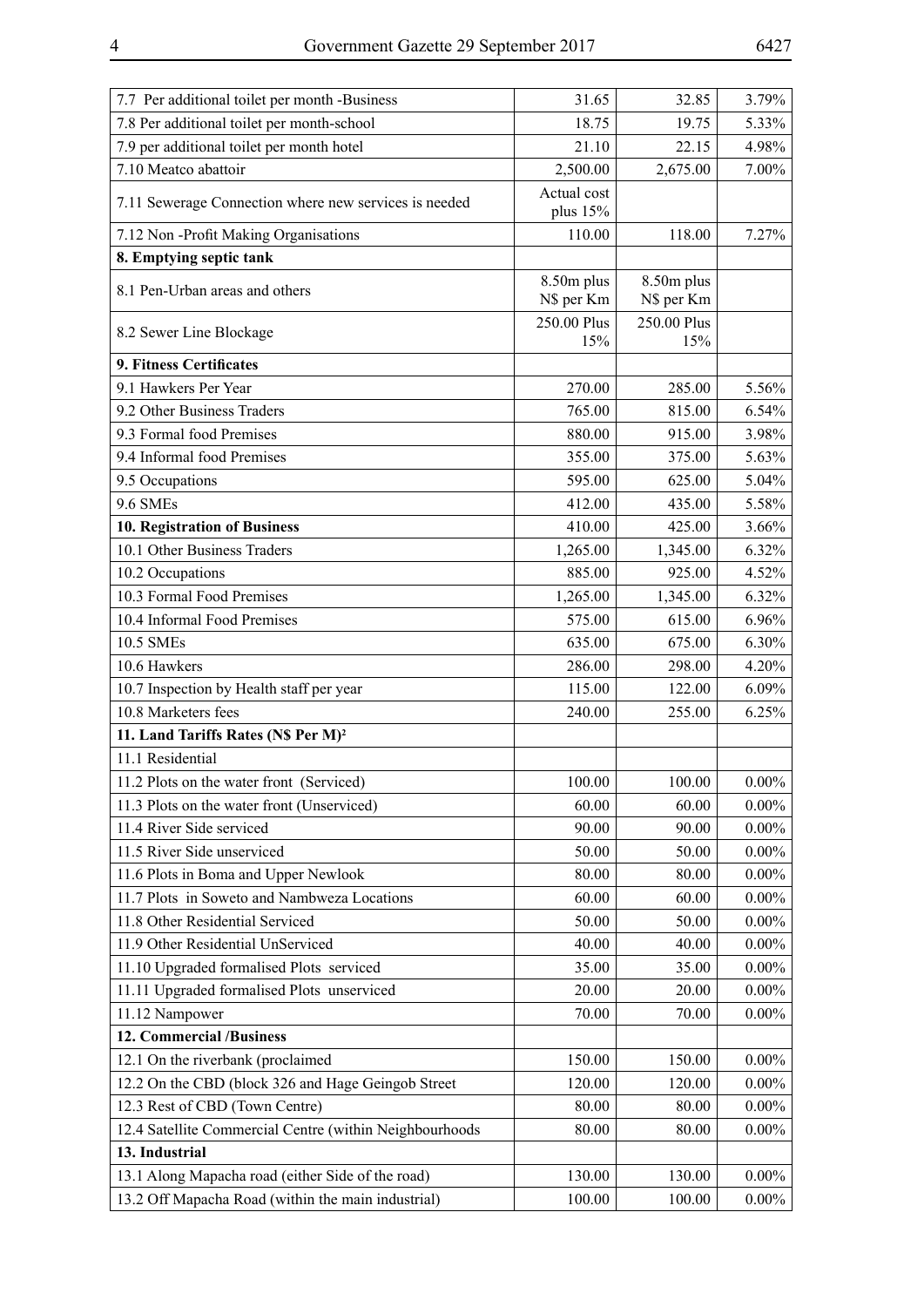| | | | |
|---|---|---|---|
| 7.7 Per additional toilet per month -Business | 31.65 | 32.85 | 3.79% |
| 7.8 Per additional toilet per month-school | 18.75 | 19.75 | 5.33% |
| 7.9 per additional toilet per month hotel | 21.10 | 22.15 | 4.98% |
| 7.10 Meatco abattoir | 2,500.00 | 2,675.00 | 7.00% |
| 7.11 Sewerage Connection where new services is needed | Actual cost plus 15% | | |
| 7.12 Non -Profit Making Organisations | 110.00 | 118.00 | 7.27% |
| **8. Emptying septic tank** | | | |
| 8.1 Pen-Urban areas and others | 8.50m plus N$ per Km | 8.50m plus N$ per Km | |
| 8.2 Sewer Line Blockage | 250.00 Plus 15% | 250.00 Plus 15% | |
| **9. Fitness Certificates** | | | |
| 9.1 Hawkers Per Year | 270.00 | 285.00 | 5.56% |
| 9.2 Other Business Traders | 765.00 | 815.00 | 6.54% |
| 9.3 Formal food Premises | 880.00 | 915.00 | 3.98% |
| 9.4 Informal food Premises | 355.00 | 375.00 | 5.63% |
| 9.5 Occupations | 595.00 | 625.00 | 5.04% |
| 9.6 SMEs | 412.00 | 435.00 | 5.58% |
| **10. Registration of Business** | 410.00 | 425.00 | 3.66% |
| 10.1 Other Business Traders | 1,265.00 | 1,345.00 | 6.32% |
| 10.2 Occupations | 885.00 | 925.00 | 4.52% |
| 10.3 Formal Food Premises | 1,265.00 | 1,345.00 | 6.32% |
| 10.4 Informal Food Premises | 575.00 | 615.00 | 6.96% |
| 10.5 SMEs | 635.00 | 675.00 | 6.30% |
| 10.6 Hawkers | 286.00 | 298.00 | 4.20% |
| 10.7 Inspection by Health staff per year | 115.00 | 122.00 | 6.09% |
| 10.8 Marketers fees | 240.00 | 255.00 | 6.25% |
| **11. Land Tariffs Rates (N$ Per M)²** | | | |
| 11.1 Residential | | | |
| 11.2 Plots on the water front (Serviced) | 100.00 | 100.00 | 0.00% |
| 11.3 Plots on the water front (Unserviced) | 60.00 | 60.00 | 0.00% |
| 11.4 River Side serviced | 90.00 | 90.00 | 0.00% |
| 11.5 River Side unserviced | 50.00 | 50.00 | 0.00% |
| 11.6 Plots in Boma and Upper Newlook | 80.00 | 80.00 | 0.00% |
| 11.7 Plots in Soweto and Nambweza Locations | 60.00 | 60.00 | 0.00% |
| 11.8 Other Residential Serviced | 50.00 | 50.00 | 0.00% |
| 11.9 Other Residential UnServiced | 40.00 | 40.00 | 0.00% |
| 11.10 Upgraded formalised Plots serviced | 35.00 | 35.00 | 0.00% |
| 11.11 Upgraded formalised Plots unserviced | 20.00 | 20.00 | 0.00% |
| 11.12 Nampower | 70.00 | 70.00 | 0.00% |
| **12. Commercial /Business** | | | |
| 12.1 On the riverbank (proclaimed | 150.00 | 150.00 | 0.00% |
| 12.2 On the CBD (block 326 and Hage Geingob Street | 120.00 | 120.00 | 0.00% |
| 12.3 Rest of CBD (Town Centre) | 80.00 | 80.00 | 0.00% |
| 12.4 Satellite Commercial Centre (within Neighbourhoods | 80.00 | 80.00 | 0.00% |
| **13. Industrial** | | | |
| 13.1 Along Mapacha road (either Side of the road) | 130.00 | 130.00 | 0.00% |
| 13.2 Off Mapacha Road (within the main industrial) | 100.00 | 100.00 | 0.00% |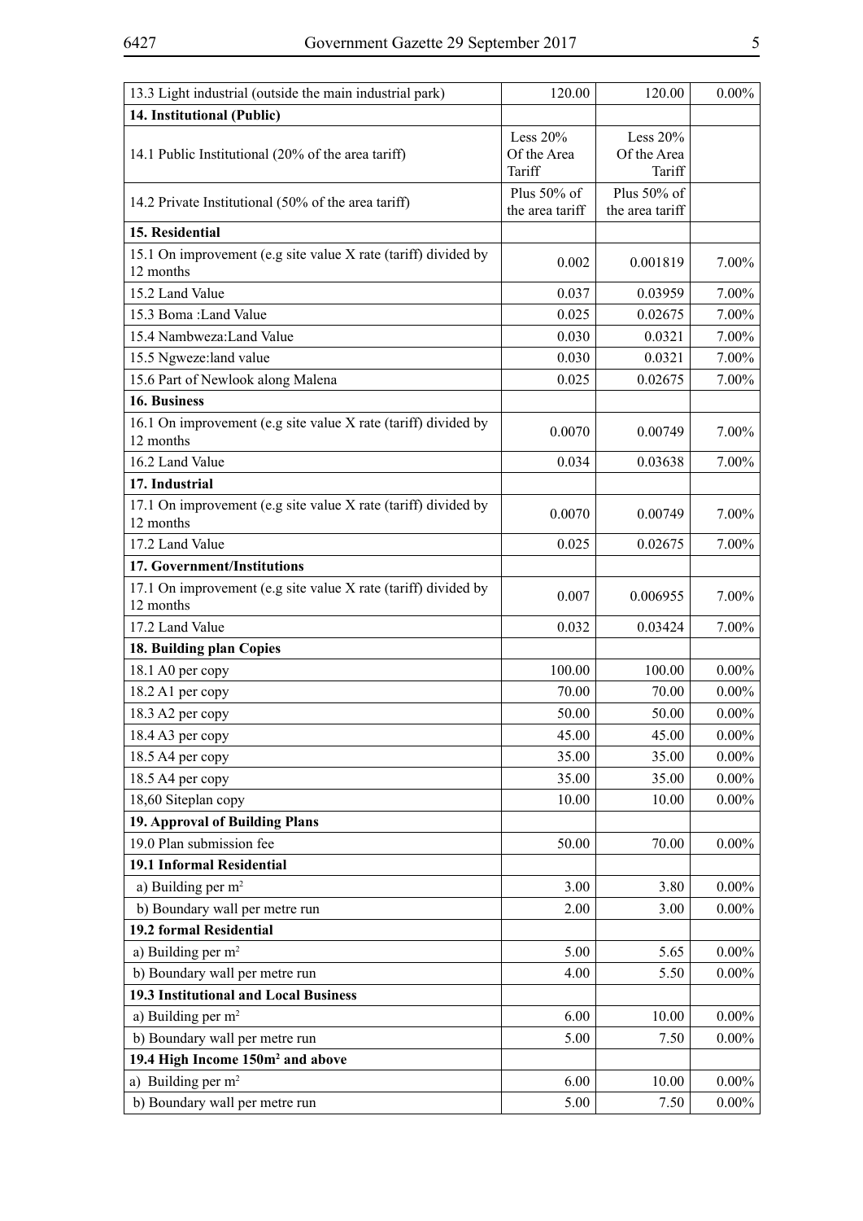| | | | |
|---|---|---|---|
| 13.3 Light industrial (outside the main industrial park) | 120.00 | 120.00 | 0.00% |
| **14. Institutional (Public)** | | | |
| 14.1 Public Institutional (20% of the area tariff) | Less 20% Of the Area Tariff | Less 20% Of the Area Tariff | |
| 14.2 Private Institutional (50% of the area tariff) | Plus 50% of the area tariff | Plus 50% of the area tariff | |
| **15. Residential** | | | |
| 15.1 On improvement (e.g site value X rate (tariff) divided by 12 months | 0.002 | 0.001819 | 7.00% |
| 15.2 Land Value | 0.037 | 0.03959 | 7.00% |
| 15.3 Boma :Land Value | 0.025 | 0.02675 | 7.00% |
| 15.4 Nambweza:Land Value | 0.030 | 0.0321 | 7.00% |
| 15.5 Ngweze:land value | 0.030 | 0.0321 | 7.00% |
| 15.6 Part of Newlook along Malena | 0.025 | 0.02675 | 7.00% |
| **16. Business** | | | |
| 16.1 On improvement (e.g site value X rate (tariff) divided by 12 months | 0.0070 | 0.00749 | 7.00% |
| 16.2 Land Value | 0.034 | 0.03638 | 7.00% |
| **17. Industrial** | | | |
| 17.1 On improvement (e.g site value X rate (tariff) divided by 12 months | 0.0070 | 0.00749 | 7.00% |
| 17.2 Land Value | 0.025 | 0.02675 | 7.00% |
| **17. Government/Institutions** | | | |
| 17.1 On improvement (e.g site value X rate (tariff) divided by 12 months | 0.007 | 0.006955 | 7.00% |
| 17.2 Land Value | 0.032 | 0.03424 | 7.00% |
| **18. Building plan Copies** | | | |
| 18.1 A0 per copy | 100.00 | 100.00 | 0.00% |
| 18.2 A1 per copy | 70.00 | 70.00 | 0.00% |
| 18.3 A2 per copy | 50.00 | 50.00 | 0.00% |
| 18.4 A3 per copy | 45.00 | 45.00 | 0.00% |
| 18.5 A4 per copy | 35.00 | 35.00 | 0.00% |
| 18.5 A4 per copy | 35.00 | 35.00 | 0.00% |
| 18,60 Siteplan copy | 10.00 | 10.00 | 0.00% |
| **19. Approval of Building Plans** | | | |
| 19.0 Plan submission fee | 50.00 | 70.00 | 0.00% |
| **19.1 Informal Residential** | | | |
| a) Building per m² | 3.00 | 3.80 | 0.00% |
| b) Boundary wall per metre run | 2.00 | 3.00 | 0.00% |
| **19.2 formal Residential** | | | |
| a) Building per m² | 5.00 | 5.65 | 0.00% |
| b) Boundary wall per metre run | 4.00 | 5.50 | 0.00% |
| **19.3 Institutional and Local Business** | | | |
| a) Building per m² | 6.00 | 10.00 | 0.00% |
| b) Boundary wall per metre run | 5.00 | 7.50 | 0.00% |
| **19.4 High Income 150m² and above** | | | |
| a) Building per m² | 6.00 | 10.00 | 0.00% |
| b) Boundary wall per metre run | 5.00 | 7.50 | 0.00% |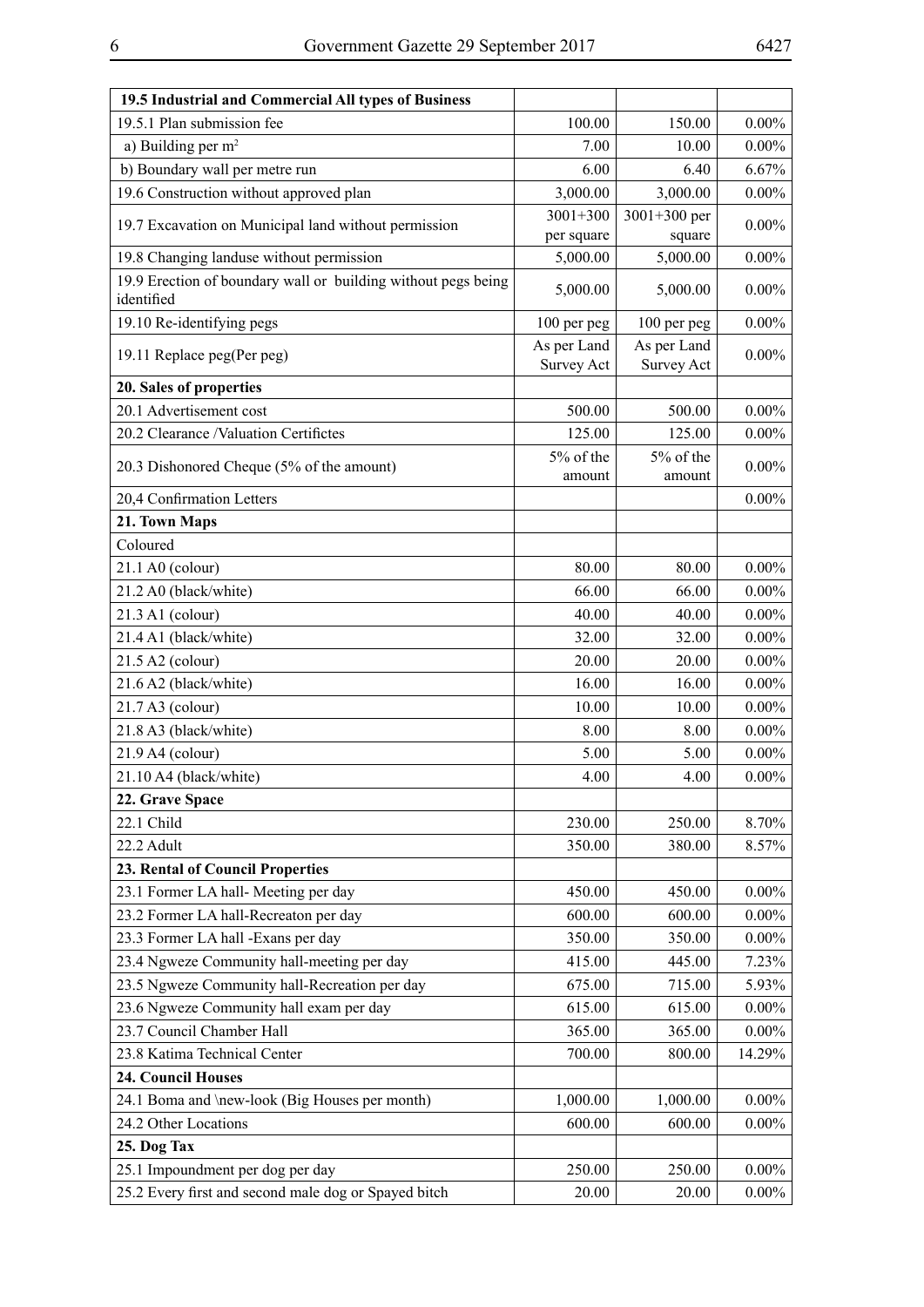| 19.5 Industrial and Commercial All types of Business | | | |
|---|---|---|---|
| 19.5.1 Plan submission fee | 100.00 | 150.00 | 0.00% |
| a) Building per $m^2$ | 7.00 | 10.00 | 0.00% |
| b) Boundary wall per metre run | 6.00 | 6.40 | 6.67% |
| 19.6 Construction without approved plan | 3,000.00 | 3,000.00 | 0.00% |
| 19.7 Excavation on Municipal land without permission | 3001+300 per square | 3001+300 per square | 0.00% |
| 19.8 Changing landuse without permission | 5,000.00 | 5,000.00 | 0.00% |
| 19.9 Erection of boundary wall or building without pegs being identified | 5,000.00 | 5,000.00 | 0.00% |
| 19.10 Re-identifying pegs | 100 per peg | 100 per peg | 0.00% |
| 19.11 Replace peg(Per peg) | As per Land Survey Act | As per Land Survey Act | 0.00% |
| **20. Sales of properties** | | | |
| 20.1 Advertisement cost | 500.00 | 500.00 | 0.00% |
| 20.2 Clearance /Valuation Certifictes | 125.00 | 125.00 | 0.00% |
| 20.3 Dishonored Cheque (5% of the amount) | 5% of the amount | 5% of the amount | 0.00% |
| 20,4 Confirmation Letters | | | 0.00% |
| **21. Town Maps** | | | |
| Coloured | | | |
| 21.1 A0 (colour) | 80.00 | 80.00 | 0.00% |
| 21.2 A0 (black/white) | 66.00 | 66.00 | 0.00% |
| 21.3 A1 (colour) | 40.00 | 40.00 | 0.00% |
| 21.4 A1 (black/white) | 32.00 | 32.00 | 0.00% |
| 21.5 A2 (colour) | 20.00 | 20.00 | 0.00% |
| 21.6 A2 (black/white) | 16.00 | 16.00 | 0.00% |
| 21.7 A3 (colour) | 10.00 | 10.00 | 0.00% |
| 21.8 A3 (black/white) | 8.00 | 8.00 | 0.00% |
| 21.9 A4 (colour) | 5.00 | 5.00 | 0.00% |
| 21.10 A4 (black/white) | 4.00 | 4.00 | 0.00% |
| **22. Grave Space** | | | |
| 22.1 Child | 230.00 | 250.00 | 8.70% |
| 22.2 Adult | 350.00 | 380.00 | 8.57% |
| **23. Rental of Council Properties** | | | |
| 23.1 Former LA hall- Meeting per day | 450.00 | 450.00 | 0.00% |
| 23.2 Former LA hall-Recreaton per day | 600.00 | 600.00 | 0.00% |
| 23.3 Former LA hall -Exans per day | 350.00 | 350.00 | 0.00% |
| 23.4 Ngweze Community hall-meeting per day | 415.00 | 445.00 | 7.23% |
| 23.5 Ngweze Community hall-Recreation per day | 675.00 | 715.00 | 5.93% |
| 23.6 Ngweze Community hall exam per day | 615.00 | 615.00 | 0.00% |
| 23.7 Council Chamber Hall | 365.00 | 365.00 | 0.00% |
| 23.8 Katima Technical Center | 700.00 | 800.00 | 14.29% |
| **24. Council Houses** | | | |
| 24.1 Boma and \new-look (Big Houses per month) | 1,000.00 | 1,000.00 | 0.00% |
| 24.2 Other Locations | 600.00 | 600.00 | 0.00% |
| **25. Dog Tax** | | | |
| 25.1 Impoundment per dog per day | 250.00 | 250.00 | 0.00% |
| 25.2 Every first and second male dog or Spayed bitch | 20.00 | 20.00 | 0.00% |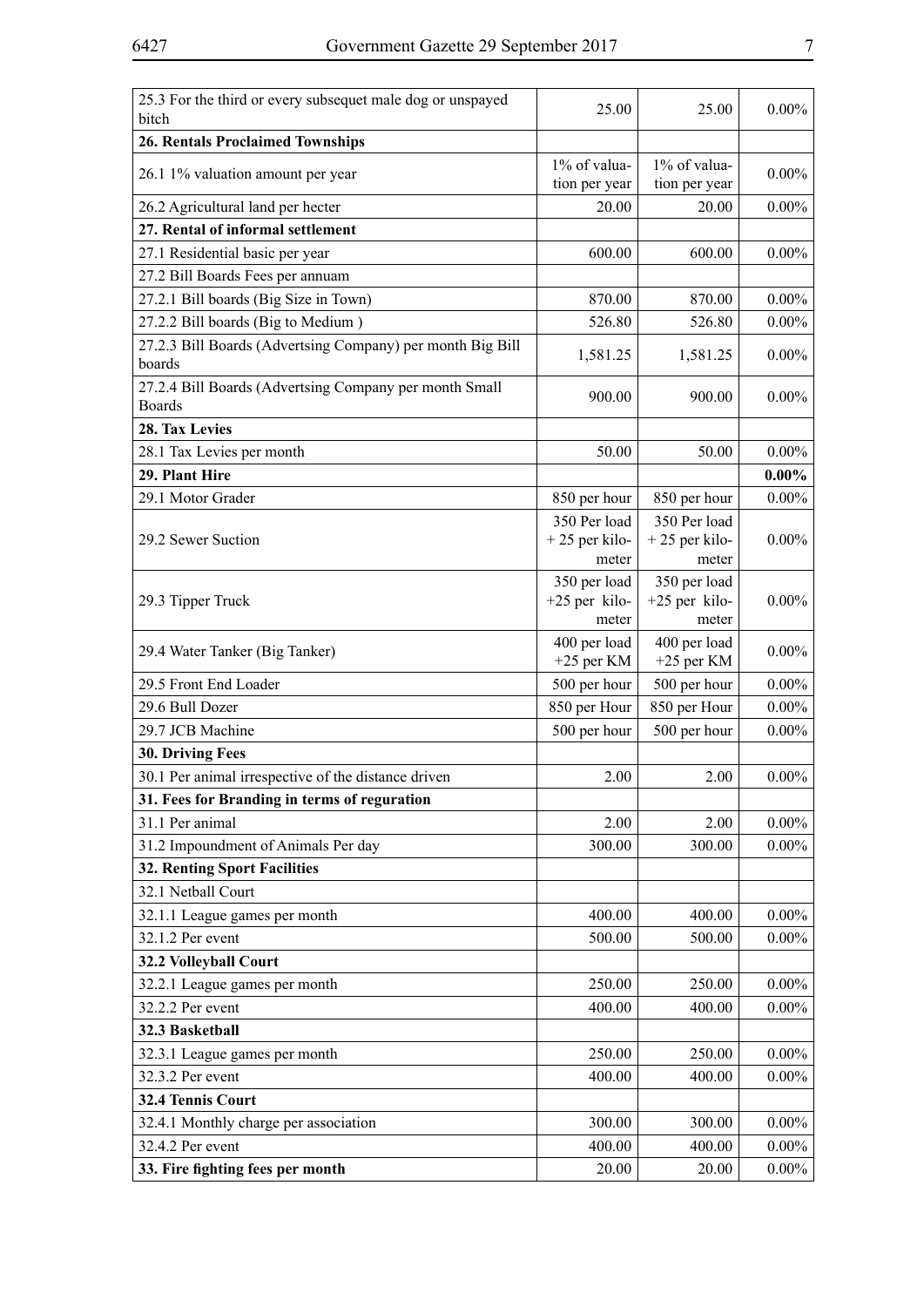| | | | |
|---|---|---|---|
| 25.3 For the third or every subsequet male dog or unspayed bitch | 25.00 | 25.00 | 0.00% |
| **26. Rentals Proclaimed Townships** | | | |
| 26.1 1% valuation amount per year | 1% of valuation per year | 1% of valuation per year | 0.00% |
| 26.2 Agricultural land per hecter | 20.00 | 20.00 | 0.00% |
| **27. Rental of informal settlement** | | | |
| 27.1 Residential basic per year | 600.00 | 600.00 | 0.00% |
| 27.2 Bill Boards Fees per annuam | | | |
| 27.2.1 Bill boards (Big Size in Town) | 870.00 | 870.00 | 0.00% |
| 27.2.2 Bill boards (Big to Medium ) | 526.80 | 526.80 | 0.00% |
| 27.2.3 Bill Boards (Advertsing Company) per month Big Bill boards | 1,581.25 | 1,581.25 | 0.00% |
| 27.2.4 Bill Boards (Advertsing Company per month Small Boards | 900.00 | 900.00 | 0.00% |
| **28. Tax Levies** | | | |
| 28.1 Tax Levies per month | 50.00 | 50.00 | 0.00% |
| **29. Plant Hire** | | | **0.00%** |
| 29.1 Motor Grader | 850 per hour | 850 per hour | 0.00% |
| 29.2 Sewer Suction | 350 Per load + 25 per kilometer | 350 Per load + 25 per kilometer | 0.00% |
| 29.3 Tipper Truck | 350 per load +25 per kilometer | 350 per load +25 per kilometer | 0.00% |
| 29.4 Water Tanker (Big Tanker) | 400 per load +25 per KM | 400 per load +25 per KM | 0.00% |
| 29.5 Front End Loader | 500 per hour | 500 per hour | 0.00% |
| 29.6 Bull Dozer | 850 per Hour | 850 per Hour | 0.00% |
| 29.7 JCB Machine | 500 per hour | 500 per hour | 0.00% |
| **30. Driving Fees** | | | |
| 30.1 Per animal irrespective of the distance driven | 2.00 | 2.00 | 0.00% |
| **31. Fees for Branding in terms of reguration** | | | |
| 31.1 Per animal | 2.00 | 2.00 | 0.00% |
| 31.2 Impoundment of Animals Per day | 300.00 | 300.00 | 0.00% |
| **32. Renting Sport Facilities** | | | |
| 32.1 Netball Court | | | |
| 32.1.1 League games per month | 400.00 | 400.00 | 0.00% |
| 32.1.2 Per event | 500.00 | 500.00 | 0.00% |
| **32.2 Volleyball Court** | | | |
| 32.2.1 League games per month | 250.00 | 250.00 | 0.00% |
| 32.2.2 Per event | 400.00 | 400.00 | 0.00% |
| **32.3 Basketball** | | | |
| 32.3.1 League games per month | 250.00 | 250.00 | 0.00% |
| 32.3.2 Per event | 400.00 | 400.00 | 0.00% |
| **32.4 Tennis Court** | | | |
| 32.4.1 Monthly charge per association | 300.00 | 300.00 | 0.00% |
| 32.4.2 Per event | 400.00 | 400.00 | 0.00% |
| **33. Fire fighting fees per month** | 20.00 | 20.00 | 0.00% |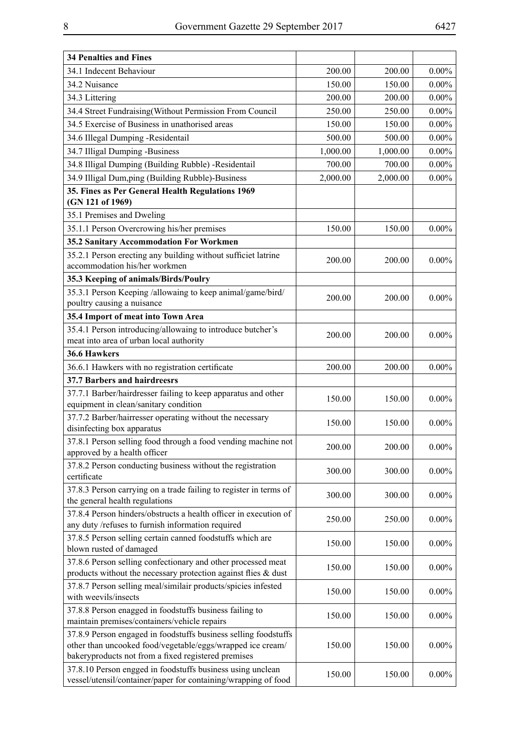| **34 Penalties and Fines** | | | |
|---|---|---|---|
| 34.1 Indecent Behaviour | 200.00 | 200.00 | 0.00% |
| 34.2 Nuisance | 150.00 | 150.00 | 0.00% |
| 34.3 Littering | 200.00 | 200.00 | 0.00% |
| 34.4 Street Fundraising(Without Permission From Council | 250.00 | 250.00 | 0.00% |
| 34.5 Exercise of Business in unathorised areas | 150.00 | 150.00 | 0.00% |
| 34.6 Illegal Dumping -Residentail | 500.00 | 500.00 | 0.00% |
| 34.7 Illigal Dumping -Business | 1,000.00 | 1,000.00 | 0.00% |
| 34.8 Illigal Dumping (Building Rubble) -Residentail | 700.00 | 700.00 | 0.00% |
| 34.9 Illigal Dum,ping (Building Rubble)-Business | 2,000.00 | 2,000.00 | 0.00% |
| **35. Fines as Per General Health Regulations 1969 (GN 121 of 1969)** | | | |
| 35.1 Premises and Dweling | | | |
| 35.1.1 Person Overcrowing his/her premises | 150.00 | 150.00 | 0.00% |
| **35.2 Sanitary Accommodation For Workmen** | | | |
| 35.2.1 Person erecting any building without sufficiet latrine accommodation his/her workmen | 200.00 | 200.00 | 0.00% |
| **35.3 Keeping of animals/Birds/Poulry** | | | |
| 35.3.1 Person Keeping /allowaing to keep animal/game/bird/ poultry causing a nuisance | 200.00 | 200.00 | 0.00% |
| **35.4 Import of meat into Town Area** | | | |
| 35.4.1 Person introducing/allowaing to introduce butcher's meat into area of urban local authority | 200.00 | 200.00 | 0.00% |
| **36.6 Hawkers** | | | |
| 36.6.1 Hawkers with no registration certificate | 200.00 | 200.00 | 0.00% |
| **37.7 Barbers and hairdreesrs** | | | |
| 37.7.1 Barber/hairdresser failing to keep apparatus and other equipment in clean/sanitary condition | 150.00 | 150.00 | 0.00% |
| 37.7.2 Barber/hairresser operating without the necessary disinfecting box apparatus | 150.00 | 150.00 | 0.00% |
| 37.8.1 Person selling food through a food vending machine not approved by a health officer | 200.00 | 200.00 | 0.00% |
| 37.8.2 Person conducting business without the registration certificate | 300.00 | 300.00 | 0.00% |
| 37.8.3 Person carrying on a trade failing to register in terms of the general health regulations | 300.00 | 300.00 | 0.00% |
| 37.8.4 Person hinders/obstructs a health officer in execution of any duty /refuses to furnish information required | 250.00 | 250.00 | 0.00% |
| 37.8.5 Person selling certain canned foodstuffs which are blown rusted of damaged | 150.00 | 150.00 | 0.00% |
| 37.8.6 Person selling confectionary and other processed meat products without the necessary protection against flies & dust | 150.00 | 150.00 | 0.00% |
| 37.8.7 Person selling meal/similair products/spicies infested with weevils/insects | 150.00 | 150.00 | 0.00% |
| 37.8.8 Person enagged in foodstuffs business failing to maintain premises/containers/vehicle repairs | 150.00 | 150.00 | 0.00% |
| 37.8.9 Person engaged in foodstuffs business selling foodstuffs other than uncooked food/vegetable/eggs/wrapped ice cream/ bakeryproducts not from a fixed registered premises | 150.00 | 150.00 | 0.00% |
| 37.8.10 Person engged in foodstuffs business using unclean vessel/utensil/container/paper for containing/wrapping of food | 150.00 | 150.00 | 0.00% |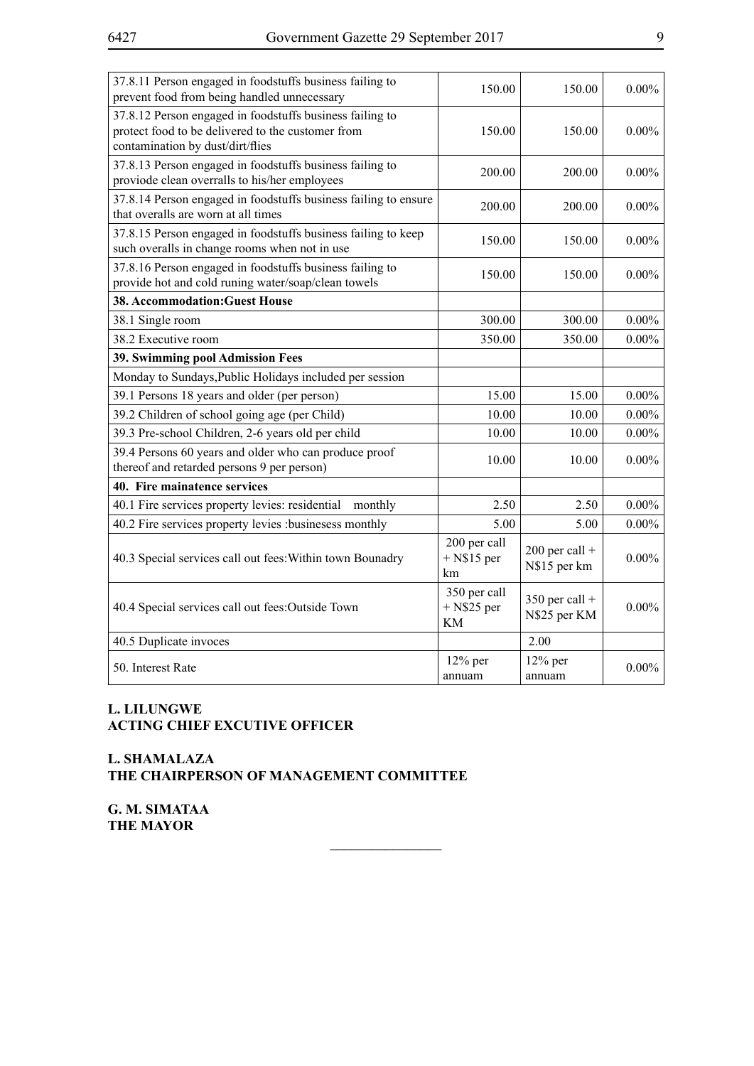| | | | |
|---|---|---|---|
| 37.8.11 Person engaged in foodstuffs business failing to prevent food from being handled unnecessary | 150.00 | 150.00 | 0.00% |
| 37.8.12 Person engaged in foodstuffs business failing to protect food to be delivered to the customer from contamination by dust/dirt/flies | 150.00 | 150.00 | 0.00% |
| 37.8.13 Person engaged in foodstuffs business failing to proviode clean overralls to his/her employees | 200.00 | 200.00 | 0.00% |
| 37.8.14 Person engaged in foodstuffs business failing to ensure that overalls are worn at all times | 200.00 | 200.00 | 0.00% |
| 37.8.15 Person engaged in foodstuffs business failing to keep such overalls in change rooms when not in use | 150.00 | 150.00 | 0.00% |
| 37.8.16 Person engaged in foodstuffs business failing to provide hot and cold runing water/soap/clean towels | 150.00 | 150.00 | 0.00% |
| **38. Accommodation:Guest House** | | | |
| 38.1 Single room | 300.00 | 300.00 | 0.00% |
| 38.2 Executive room | 350.00 | 350.00 | 0.00% |
| **39. Swimming pool Admission Fees** | | | |
| Monday to Sundays,Public Holidays included per session | | | |
| 39.1 Persons 18 years and older (per person) | 15.00 | 15.00 | 0.00% |
| 39.2 Children of school going age (per Child) | 10.00 | 10.00 | 0.00% |
| 39.3 Pre-school Children, 2-6 years old per child | 10.00 | 10.00 | 0.00% |
| 39.4 Persons 60 years and older who can produce proof thereof and retarded persons 9 per person) | 10.00 | 10.00 | 0.00% |
| **40. Fire mainatence services** | | | |
| 40.1 Fire services property levies: residential monthly | 2.50 | 2.50 | 0.00% |
| 40.2 Fire services property levies :businesess monthly | 5.00 | 5.00 | 0.00% |
| 40.3 Special services call out fees:Within town Bounadry | 200 per call + N$15 per km | 200 per call + N$15 per km | 0.00% |
| 40.4 Special services call out fees:Outside Town | 350 per call + N$25 per KM | 350 per call + N$25 per KM | 0.00% |
| 40.5 Duplicate invoces | | 2.00 | |
| 50. Interest Rate | 12% per annuam | 12% per annuam | 0.00% |

**L. LILUNGWE**
**ACTING CHIEF EXCUTIVE OFFICER**

**L. SHAMALAZA**
**THE CHAIRPERSON OF MANAGEMENT COMMITTEE**

**G. M. SIMATAA**
**THE MAYOR**

________________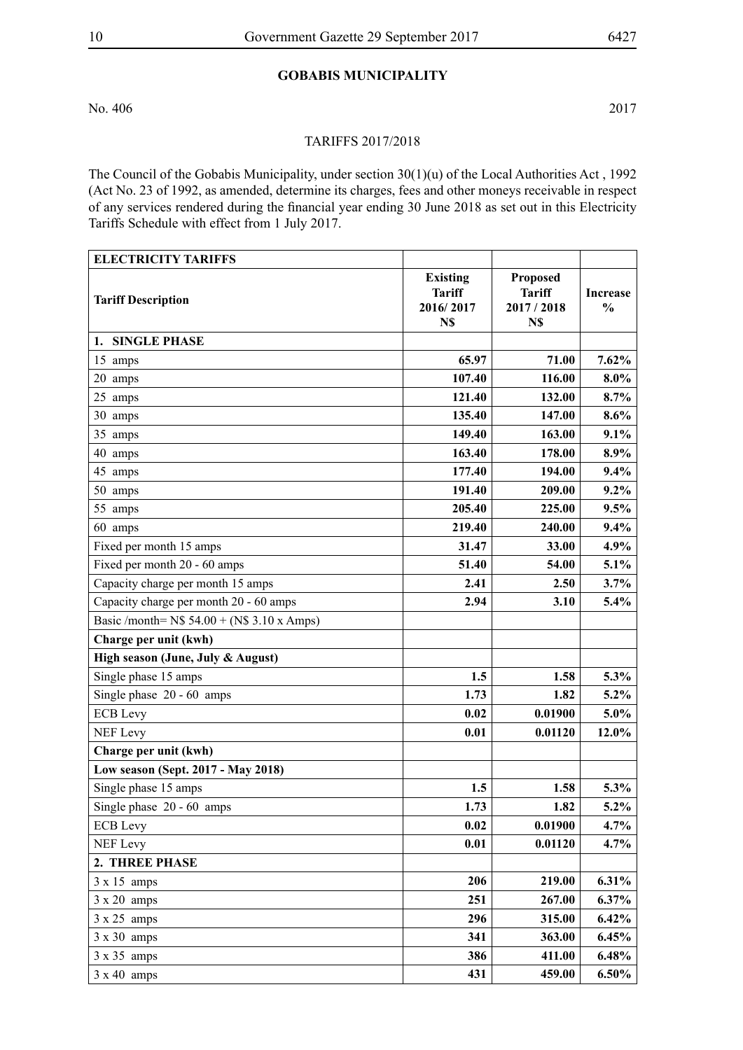## GOBABIS MUNICIPALITY

No. 406 2017

TARIFFS 2017/2018

The Council of the Gobabis Municipality, under section 30(1)(u) of the Local Authorities Act , 1992 (Act No. 23 of 1992, as amended, determine its charges, fees and other moneys receivable in respect of any services rendered during the financial year ending 30 June 2018 as set out in this Electricity Tariffs Schedule with effect from 1 July 2017.

| **ELECTRICITY TARIFFS** | | | |
|---|---|---|---|
| **Tariff Description** | **Existing Tariff 2016/ 2017 N$** | **Proposed Tariff 2017 / 2018 N$** | **Increase %** |
| **1. SINGLE PHASE** | | | |
| 15 amps | **65.97** | **71.00** | **7.62%** |
| 20 amps | **107.40** | **116.00** | **8.0%** |
| 25 amps | **121.40** | **132.00** | **8.7%** |
| 30 amps | **135.40** | **147.00** | **8.6%** |
| 35 amps | **149.40** | **163.00** | **9.1%** |
| 40 amps | **163.40** | **178.00** | **8.9%** |
| 45 amps | **177.40** | **194.00** | **9.4%** |
| 50 amps | **191.40** | **209.00** | **9.2%** |
| 55 amps | **205.40** | **225.00** | **9.5%** |
| 60 amps | **219.40** | **240.00** | **9.4%** |
| Fixed per month 15 amps | **31.47** | **33.00** | **4.9%** |
| Fixed per month 20 - 60 amps | **51.40** | **54.00** | **5.1%** |
| Capacity charge per month 15 amps | **2.41** | **2.50** | **3.7%** |
| Capacity charge per month 20 - 60 amps | **2.94** | **3.10** | **5.4%** |
| Basic /month= N$ 54.00 + (N$ 3.10 x Amps) | | | |
| **Charge per unit (kwh)** | | | |
| **High season (June, July & August)** | | | |
| Single phase 15 amps | **1.5** | **1.58** | **5.3%** |
| Single phase 20 - 60 amps | **1.73** | **1.82** | **5.2%** |
| ECB Levy | **0.02** | **0.01900** | **5.0%** |
| NEF Levy | **0.01** | **0.01120** | **12.0%** |
| **Charge per unit (kwh)** | | | |
| **Low season (Sept. 2017 - May 2018)** | | | |
| Single phase 15 amps | **1.5** | **1.58** | **5.3%** |
| Single phase 20 - 60 amps | **1.73** | **1.82** | **5.2%** |
| ECB Levy | **0.02** | **0.01900** | **4.7%** |
| NEF Levy | **0.01** | **0.01120** | **4.7%** |
| **2. THREE PHASE** | | | |
| 3 x 15 amps | **206** | **219.00** | **6.31%** |
| 3 x 20 amps | **251** | **267.00** | **6.37%** |
| 3 x 25 amps | **296** | **315.00** | **6.42%** |
| 3 x 30 amps | **341** | **363.00** | **6.45%** |
| 3 x 35 amps | **386** | **411.00** | **6.48%** |
| 3 x 40 amps | **431** | **459.00** | **6.50%** |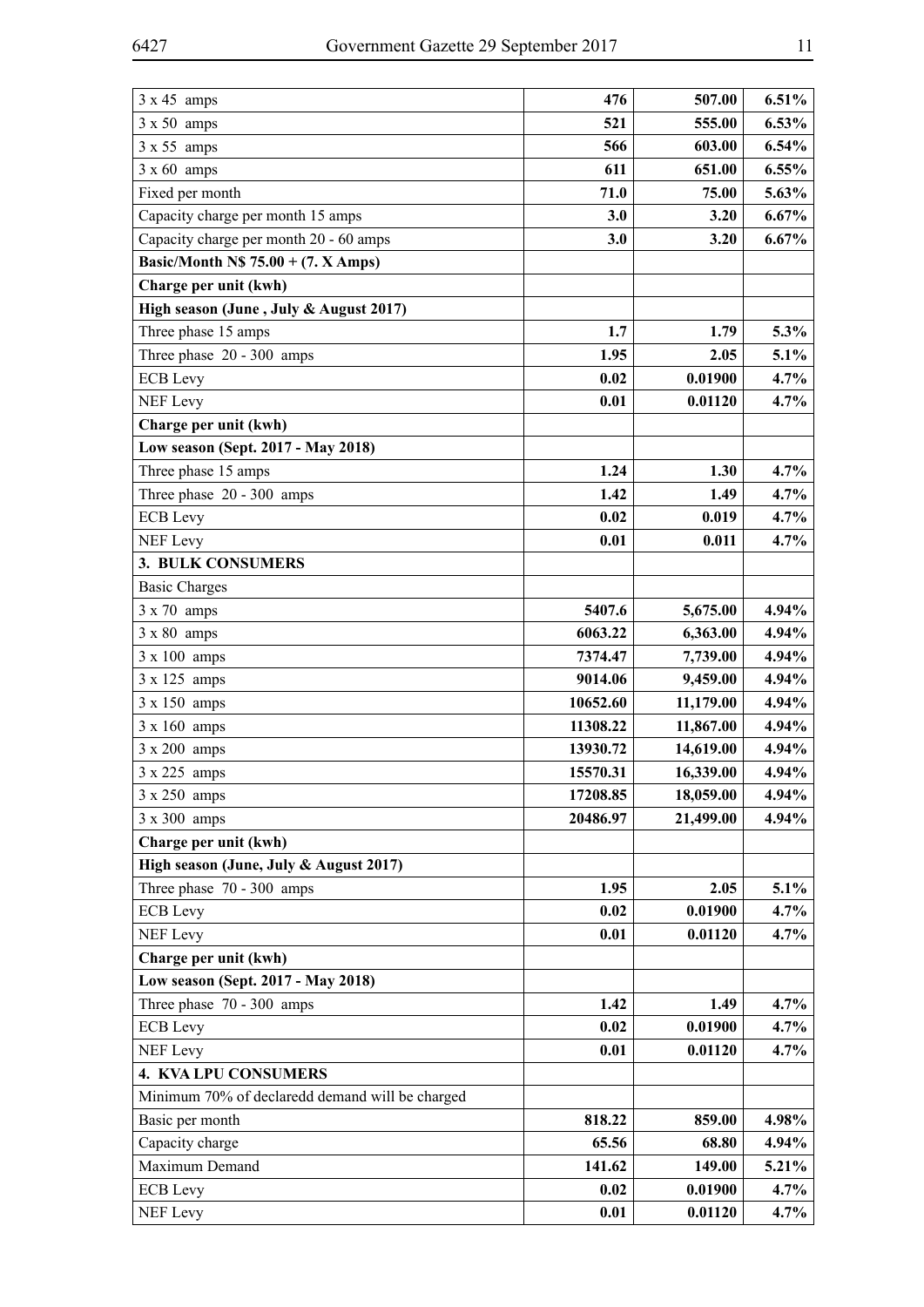| | | | |
|---|---|---|---|
| 3 x 45 amps | **476** | **507.00** | **6.51%** |
| 3 x 50 amps | **521** | **555.00** | **6.53%** |
| 3 x 55 amps | **566** | **603.00** | **6.54%** |
| 3 x 60 amps | **611** | **651.00** | **6.55%** |
| Fixed per month | **71.0** | **75.00** | **5.63%** |
| Capacity charge per month 15 amps | **3.0** | **3.20** | **6.67%** |
| Capacity charge per month 20 - 60 amps | **3.0** | **3.20** | **6.67%** |
| **Basic/Month N$ 75.00 + (7. X Amps)** | | | |
| **Charge per unit (kwh)** | | | |
| **High season (June , July & August 2017)** | | | |
| Three phase 15 amps | **1.7** | **1.79** | **5.3%** |
| Three phase 20 - 300 amps | **1.95** | **2.05** | **5.1%** |
| ECB Levy | **0.02** | **0.01900** | **4.7%** |
| NEF Levy | **0.01** | **0.01120** | **4.7%** |
| **Charge per unit (kwh)** | | | |
| **Low season (Sept. 2017 - May 2018)** | | | |
| Three phase 15 amps | **1.24** | **1.30** | **4.7%** |
| Three phase 20 - 300 amps | **1.42** | **1.49** | **4.7%** |
| ECB Levy | **0.02** | **0.019** | **4.7%** |
| NEF Levy | **0.01** | **0.011** | **4.7%** |
| **3. BULK CONSUMERS** | | | |
| Basic Charges | | | |
| 3 x 70 amps | **5407.6** | **5,675.00** | **4.94%** |
| 3 x 80 amps | **6063.22** | **6,363.00** | **4.94%** |
| 3 x 100 amps | **7374.47** | **7,739.00** | **4.94%** |
| 3 x 125 amps | **9014.06** | **9,459.00** | **4.94%** |
| 3 x 150 amps | **10652.60** | **11,179.00** | **4.94%** |
| 3 x 160 amps | **11308.22** | **11,867.00** | **4.94%** |
| 3 x 200 amps | **13930.72** | **14,619.00** | **4.94%** |
| 3 x 225 amps | **15570.31** | **16,339.00** | **4.94%** |
| 3 x 250 amps | **17208.85** | **18,059.00** | **4.94%** |
| 3 x 300 amps | **20486.97** | **21,499.00** | **4.94%** |
| **Charge per unit (kwh)** | | | |
| **High season (June, July & August 2017)** | | | |
| Three phase 70 - 300 amps | **1.95** | **2.05** | **5.1%** |
| ECB Levy | **0.02** | **0.01900** | **4.7%** |
| NEF Levy | **0.01** | **0.01120** | **4.7%** |
| **Charge per unit (kwh)** | | | |
| **Low season (Sept. 2017 - May 2018)** | | | |
| Three phase 70 - 300 amps | **1.42** | **1.49** | **4.7%** |
| ECB Levy | **0.02** | **0.01900** | **4.7%** |
| NEF Levy | **0.01** | **0.01120** | **4.7%** |
| **4. KVA LPU CONSUMERS** | | | |
| Minimum 70% of declaredd demand will be charged | | | |
| Basic per month | **818.22** | **859.00** | **4.98%** |
| Capacity charge | **65.56** | **68.80** | **4.94%** |
| Maximum Demand | **141.62** | **149.00** | **5.21%** |
| ECB Levy | **0.02** | **0.01900** | **4.7%** |
| NEF Levy | **0.01** | **0.01120** | **4.7%** |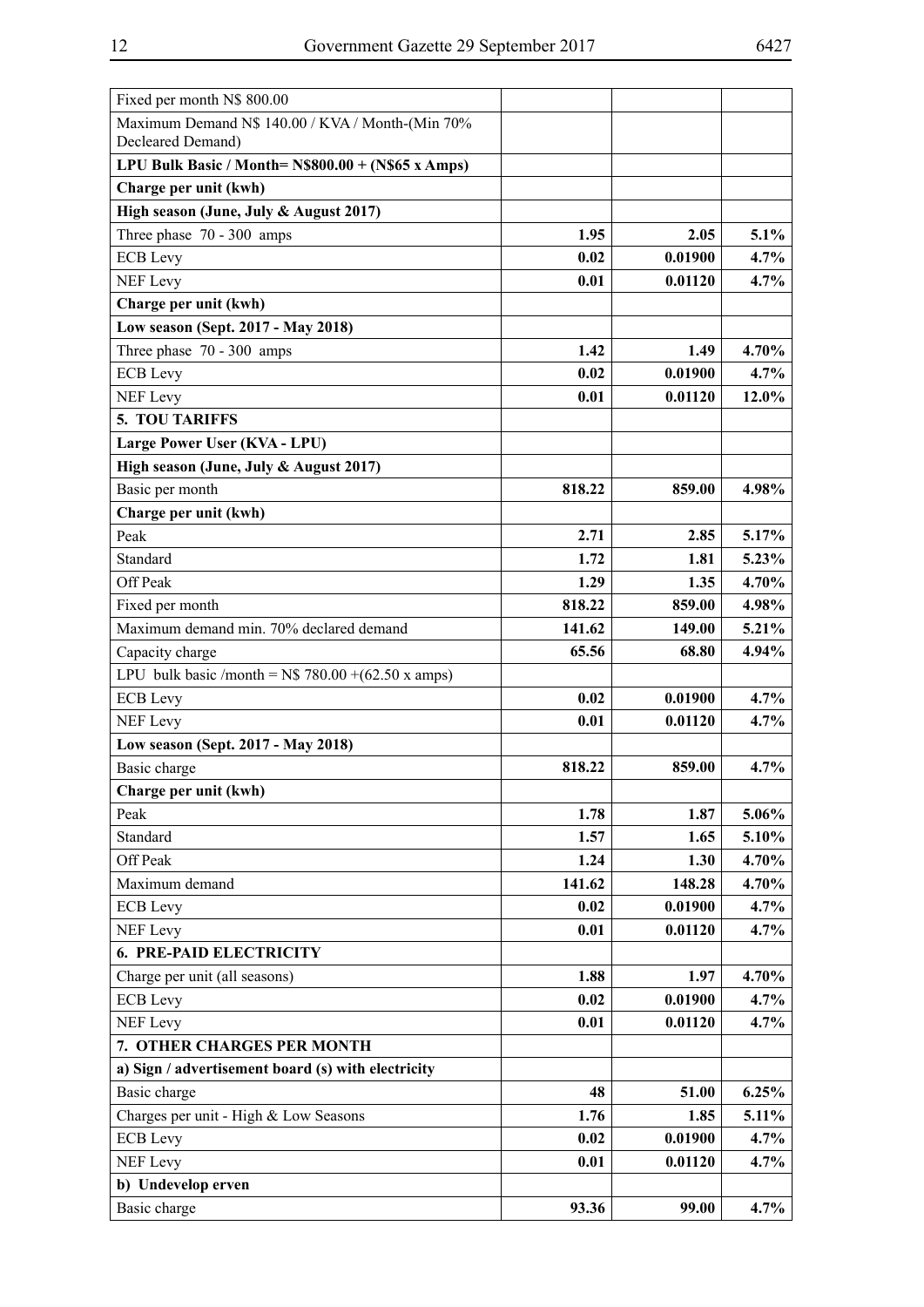| | | | |
|---|---|---|---|
| Fixed per month N$ 800.00 | | | |
| Maximum Demand N$ 140.00 / KVA / Month-(Min 70% Decleared Demand) | | | |
| **LPU Bulk Basic / Month= N$800.00 + (N$65 x Amps)** | | | |
| **Charge per unit (kwh)** | | | |
| **High season (June, July & August 2017)** | | | |
| Three phase 70 - 300 amps | **1.95** | **2.05** | **5.1%** |
| ECB Levy | **0.02** | **0.01900** | **4.7%** |
| NEF Levy | **0.01** | **0.01120** | **4.7%** |
| **Charge per unit (kwh)** | | | |
| **Low season (Sept. 2017 - May 2018)** | | | |
| Three phase 70 - 300 amps | **1.42** | **1.49** | **4.70%** |
| ECB Levy | **0.02** | **0.01900** | **4.7%** |
| NEF Levy | **0.01** | **0.01120** | **12.0%** |
| **5. TOU TARIFFS** | | | |
| **Large Power User (KVA - LPU)** | | | |
| **High season (June, July & August 2017)** | | | |
| Basic per month | **818.22** | **859.00** | **4.98%** |
| **Charge per unit (kwh)** | | | |
| Peak | **2.71** | **2.85** | **5.17%** |
| Standard | **1.72** | **1.81** | **5.23%** |
| Off Peak | **1.29** | **1.35** | **4.70%** |
| Fixed per month | **818.22** | **859.00** | **4.98%** |
| Maximum demand min. 70% declared demand | **141.62** | **149.00** | **5.21%** |
| Capacity charge | **65.56** | **68.80** | **4.94%** |
| LPU bulk basic /month = N$ 780.00 +(62.50 x amps) | | | |
| ECB Levy | **0.02** | **0.01900** | **4.7%** |
| NEF Levy | **0.01** | **0.01120** | **4.7%** |
| **Low season (Sept. 2017 - May 2018)** | | | |
| Basic charge | **818.22** | **859.00** | **4.7%** |
| **Charge per unit (kwh)** | | | |
| Peak | **1.78** | **1.87** | **5.06%** |
| Standard | **1.57** | **1.65** | **5.10%** |
| Off Peak | **1.24** | **1.30** | **4.70%** |
| Maximum demand | **141.62** | **148.28** | **4.70%** |
| ECB Levy | **0.02** | **0.01900** | **4.7%** |
| NEF Levy | **0.01** | **0.01120** | **4.7%** |
| **6. PRE-PAID ELECTRICITY** | | | |
| Charge per unit (all seasons) | **1.88** | **1.97** | **4.70%** |
| ECB Levy | **0.02** | **0.01900** | **4.7%** |
| NEF Levy | **0.01** | **0.01120** | **4.7%** |
| **7. OTHER CHARGES PER MONTH** | | | |
| **a) Sign / advertisement board (s) with electricity** | | | |
| Basic charge | **48** | **51.00** | **6.25%** |
| Charges per unit - High & Low Seasons | **1.76** | **1.85** | **5.11%** |
| ECB Levy | **0.02** | **0.01900** | **4.7%** |
| NEF Levy | **0.01** | **0.01120** | **4.7%** |
| **b) Undevelop erven** | | | |
| Basic charge | **93.36** | **99.00** | **4.7%** |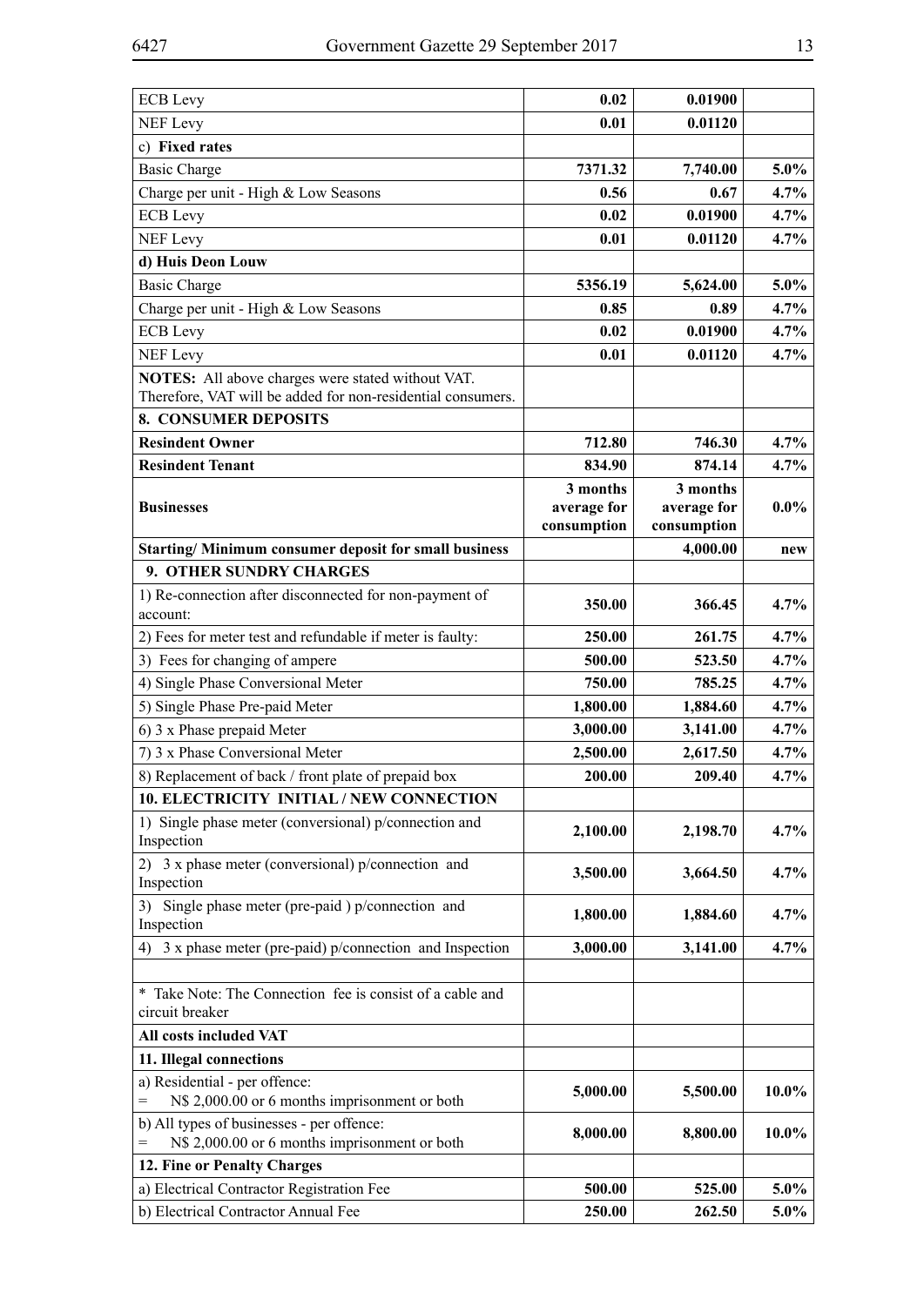| | | | |
|---|---|---|---|
| ECB Levy | **0.02** | **0.01900** | |
| NEF Levy | **0.01** | **0.01120** | |
| c) **Fixed rates** | | | |
| Basic Charge | **7371.32** | **7,740.00** | **5.0%** |
| Charge per unit - High & Low Seasons | **0.56** | **0.67** | **4.7%** |
| ECB Levy | **0.02** | **0.01900** | **4.7%** |
| NEF Levy | **0.01** | **0.01120** | **4.7%** |
| **d) Huis Deon Louw** | | | |
| Basic Charge | **5356.19** | **5,624.00** | **5.0%** |
| Charge per unit - High & Low Seasons | **0.85** | **0.89** | **4.7%** |
| ECB Levy | **0.02** | **0.01900** | **4.7%** |
| NEF Levy | **0.01** | **0.01120** | **4.7%** |
| **NOTES:** All above charges were stated without VAT. Therefore, VAT will be added for non-residential consumers. | | | |
| **8. CONSUMER DEPOSITS** | | | |
| **Resindent Owner** | **712.80** | **746.30** | **4.7%** |
| **Resindent Tenant** | **834.90** | **874.14** | **4.7%** |
| **Businesses** | **3 months average for consumption** | **3 months average for consumption** | **0.0%** |
| **Starting/ Minimum consumer deposit for small business** | | **4,000.00** | **new** |
| **9. OTHER SUNDRY CHARGES** | | | |
| 1) Re-connection after disconnected for non-payment of account: | **350.00** | **366.45** | **4.7%** |
| 2) Fees for meter test and refundable if meter is faulty: | **250.00** | **261.75** | **4.7%** |
| 3) Fees for changing of ampere | **500.00** | **523.50** | **4.7%** |
| 4) Single Phase Conversional Meter | **750.00** | **785.25** | **4.7%** |
| 5) Single Phase Pre-paid Meter | **1,800.00** | **1,884.60** | **4.7%** |
| 6) 3 x Phase prepaid Meter | **3,000.00** | **3,141.00** | **4.7%** |
| 7) 3 x Phase Conversional Meter | **2,500.00** | **2,617.50** | **4.7%** |
| 8) Replacement of back / front plate of prepaid box | **200.00** | **209.40** | **4.7%** |
| **10. ELECTRICITY INITIAL / NEW CONNECTION** | | | |
| 1) Single phase meter (conversional) p/connection and Inspection | **2,100.00** | **2,198.70** | **4.7%** |
| 2) 3 x phase meter (conversional) p/connection and Inspection | **3,500.00** | **3,664.50** | **4.7%** |
| 3) Single phase meter (pre-paid ) p/connection and Inspection | **1,800.00** | **1,884.60** | **4.7%** |
| 4) 3 x phase meter (pre-paid) p/connection and Inspection | **3,000.00** | **3,141.00** | **4.7%** |
| | | | |
| * Take Note: The Connection fee is consist of a cable and circuit breaker | | | |
| **All costs included VAT** | | | |
| **11. Illegal connections** | | | |
| a) Residential - per offence: = N$ 2,000.00 or 6 months imprisonment or both | **5,000.00** | **5,500.00** | **10.0%** |
| b) All types of businesses - per offence: = N$ 2,000.00 or 6 months imprisonment or both | **8,000.00** | **8,800.00** | **10.0%** |
| **12. Fine or Penalty Charges** | | | |
| a) Electrical Contractor Registration Fee | **500.00** | **525.00** | **5.0%** |
| b) Electrical Contractor Annual Fee | **250.00** | **262.50** | **5.0%** |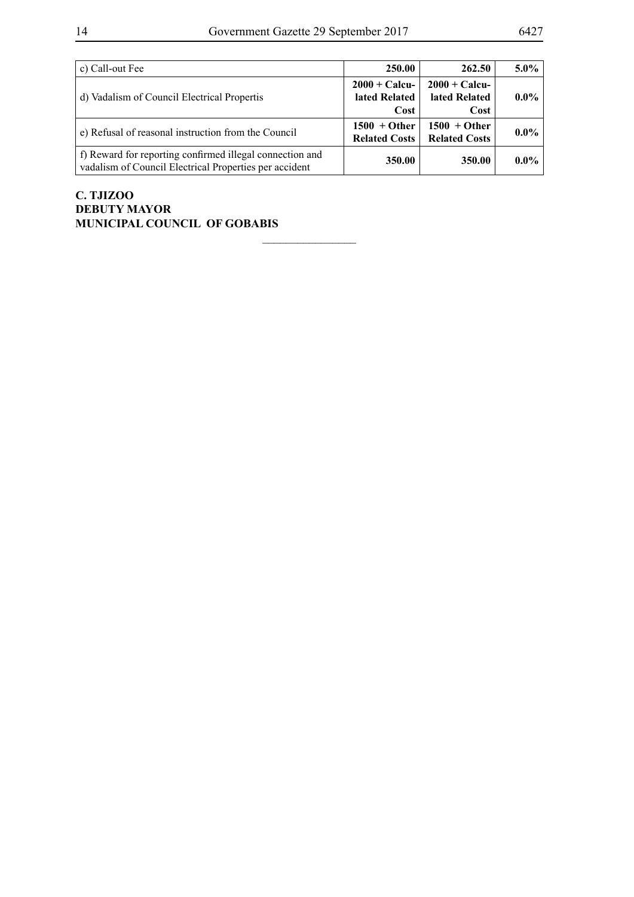| | | | |
|---|---|---|---|
| c) Call-out Fee | **250.00** | **262.50** | **5.0%** |
| d) Vadalism of Council Electrical Propertis | **2000 + Calculated Related Cost** | **2000 + Calculated Related Cost** | **0.0%** |
| e) Refusal of reasonal instruction from the Council | **1500 + Other Related Costs** | **1500 + Other Related Costs** | **0.0%** |
| f) Reward for reporting confirmed illegal connection and vadalism of Council Electrical Properties per accident | **350.00** | **350.00** | **0.0%** |

**C. TJIZOO**
**DEBUTY MAYOR**
**MUNICIPAL COUNCIL OF GOBABIS**

________________